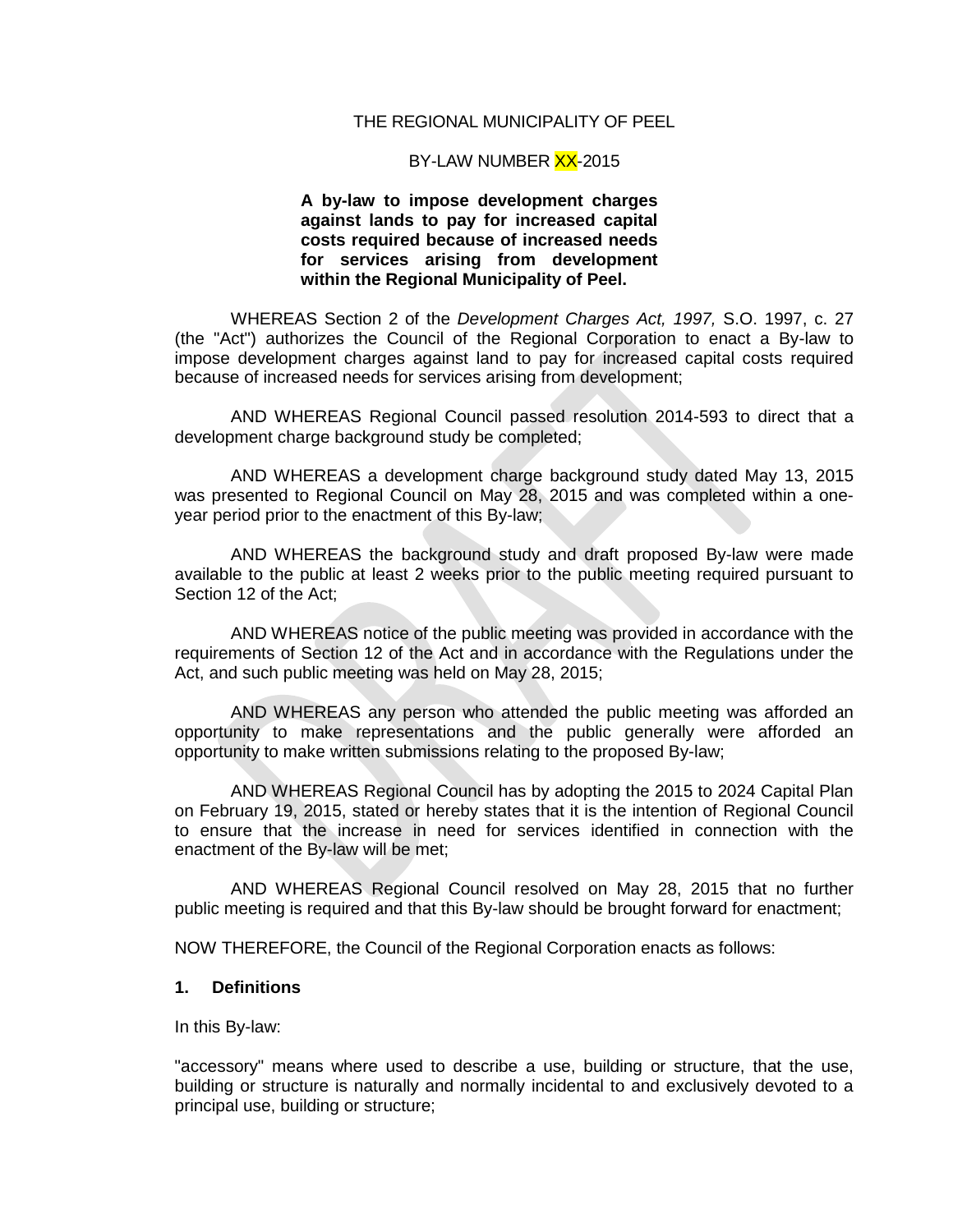THE REGIONAL MUNICIPALITY OF PEEL

BY-LAW NUMBER XX-2015

**A by-law to impose development charges against lands to pay for increased capital costs required because of increased needs for services arising from development within the Regional Municipality of Peel.**

WHEREAS Section 2 of the *Development Charges Act, 1997,* S.O. 1997, c. 27 (the "Act") authorizes the Council of the Regional Corporation to enact a By-law to impose development charges against land to pay for increased capital costs required because of increased needs for services arising from development;

AND WHEREAS Regional Council passed resolution 2014-593 to direct that a development charge background study be completed;

AND WHEREAS a development charge background study dated May 13, 2015 was presented to Regional Council on May 28, 2015 and was completed within a one-year period prior to the enactment of this By-law;

AND WHEREAS the background study and draft proposed By-law were made available to the public at least 2 weeks prior to the public meeting required pursuant to Section 12 of the Act;

AND WHEREAS notice of the public meeting was provided in accordance with the requirements of Section 12 of the Act and in accordance with the Regulations under the Act, and such public meeting was held on May 28, 2015;

AND WHEREAS any person who attended the public meeting was afforded an opportunity to make representations and the public generally were afforded an opportunity to make written submissions relating to the proposed By-law;

AND WHEREAS Regional Council has by adopting the 2015 to 2024 Capital Plan on February 19, 2015, stated or hereby states that it is the intention of Regional Council to ensure that the increase in need for services identified in connection with the enactment of the By-law will be met;

AND WHEREAS Regional Council resolved on May 28, 2015 that no further public meeting is required and that this By-law should be brought forward for enactment;

NOW THEREFORE, the Council of the Regional Corporation enacts as follows:

## 1. Definitions

In this By-law:

"accessory" means where used to describe a use, building or structure, that the use, building or structure is naturally and normally incidental to and exclusively devoted to a principal use, building or structure;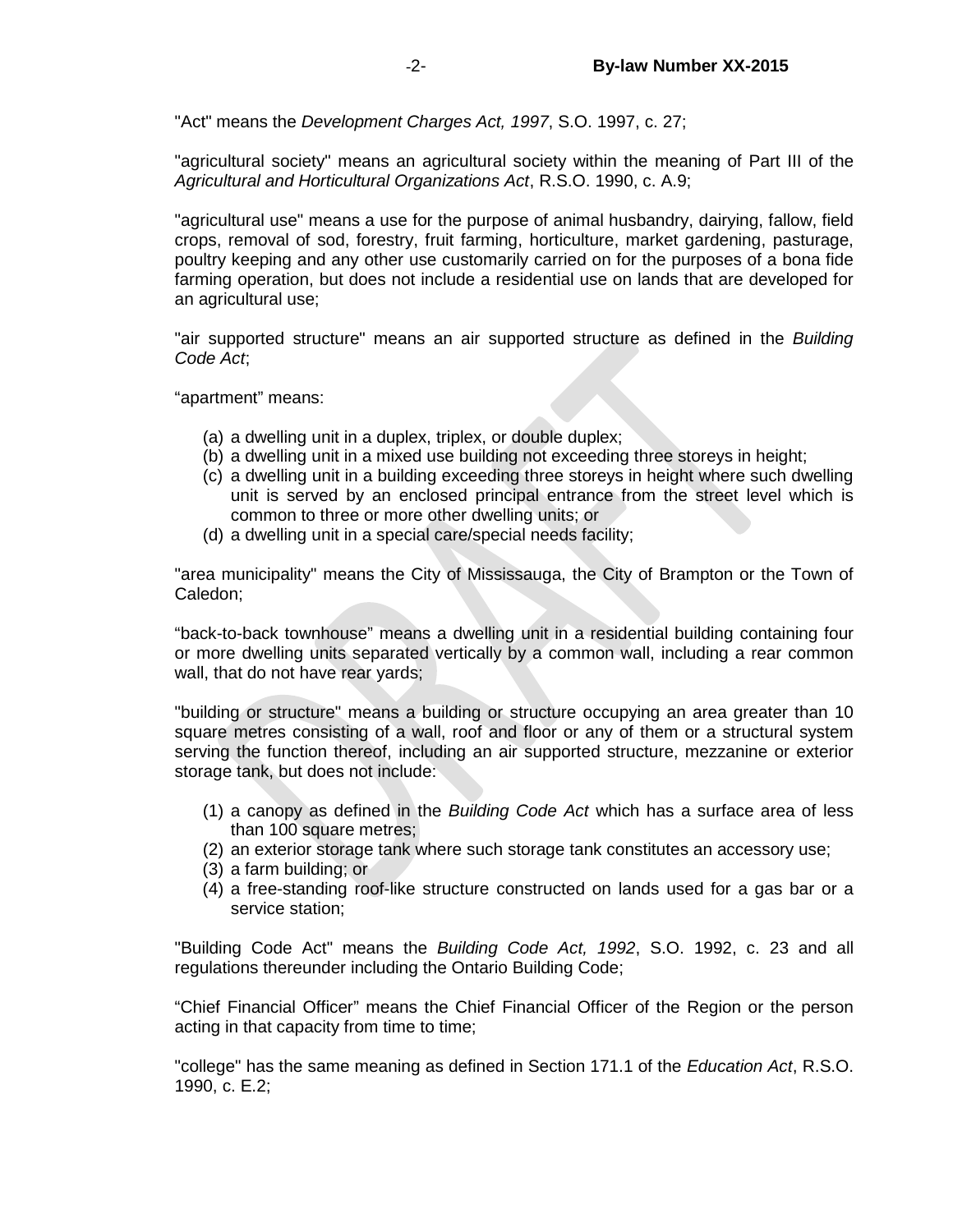"Act" means the *Development Charges Act, 1997*, S.O. 1997, c. 27;

"agricultural society" means an agricultural society within the meaning of Part III of the *Agricultural and Horticultural Organizations Act*, R.S.O. 1990, c. A.9;

"agricultural use" means a use for the purpose of animal husbandry, dairying, fallow, field crops, removal of sod, forestry, fruit farming, horticulture, market gardening, pasturage, poultry keeping and any other use customarily carried on for the purposes of a bona fide farming operation, but does not include a residential use on lands that are developed for an agricultural use;

"air supported structure" means an air supported structure as defined in the *Building Code Act*;

"apartment" means:

(a) a dwelling unit in a duplex, triplex, or double duplex;
(b) a dwelling unit in a mixed use building not exceeding three storeys in height;
(c) a dwelling unit in a building exceeding three storeys in height where such dwelling unit is served by an enclosed principal entrance from the street level which is common to three or more other dwelling units; or
(d) a dwelling unit in a special care/special needs facility;

"area municipality" means the City of Mississauga, the City of Brampton or the Town of Caledon;

"back-to-back townhouse" means a dwelling unit in a residential building containing four or more dwelling units separated vertically by a common wall, including a rear common wall, that do not have rear yards;

"building or structure" means a building or structure occupying an area greater than 10 square metres consisting of a wall, roof and floor or any of them or a structural system serving the function thereof, including an air supported structure, mezzanine or exterior storage tank, but does not include:

(1) a canopy as defined in the *Building Code Act* which has a surface area of less than 100 square metres;
(2) an exterior storage tank where such storage tank constitutes an accessory use;
(3) a farm building; or
(4) a free-standing roof-like structure constructed on lands used for a gas bar or a service station;

"Building Code Act" means the *Building Code Act, 1992*, S.O. 1992, c. 23 and all regulations thereunder including the Ontario Building Code;

"Chief Financial Officer" means the Chief Financial Officer of the Region or the person acting in that capacity from time to time;

"college" has the same meaning as defined in Section 171.1 of the *Education Act*, R.S.O. 1990, c. E.2;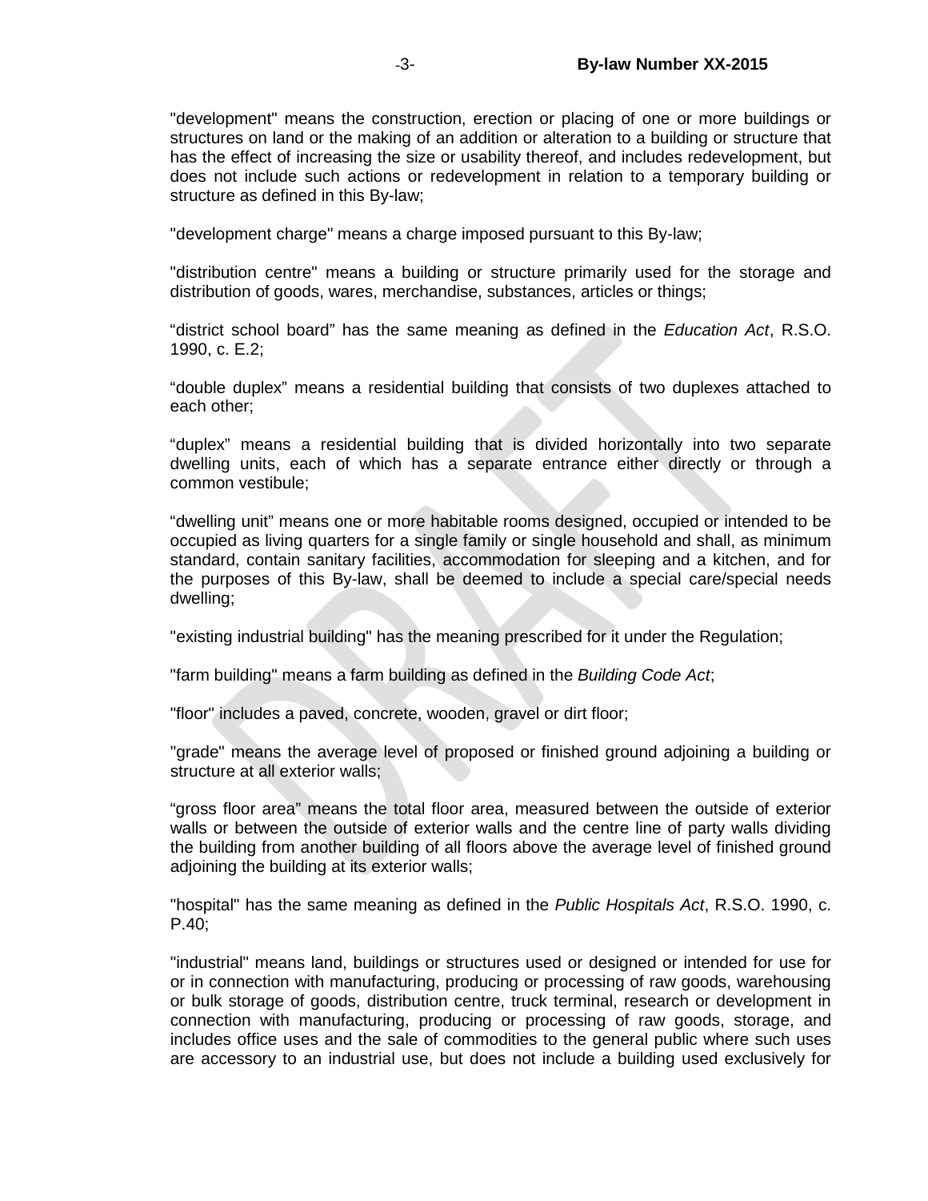"development" means the construction, erection or placing of one or more buildings or structures on land or the making of an addition or alteration to a building or structure that has the effect of increasing the size or usability thereof, and includes redevelopment, but does not include such actions or redevelopment in relation to a temporary building or structure as defined in this By-law;

"development charge" means a charge imposed pursuant to this By-law;

"distribution centre" means a building or structure primarily used for the storage and distribution of goods, wares, merchandise, substances, articles or things;

“district school board” has the same meaning as defined in the *Education Act*, R.S.O. 1990, c. E.2;

“double duplex” means a residential building that consists of two duplexes attached to each other;

“duplex” means a residential building that is divided horizontally into two separate dwelling units, each of which has a separate entrance either directly or through a common vestibule;

“dwelling unit” means one or more habitable rooms designed, occupied or intended to be occupied as living quarters for a single family or single household and shall, as minimum standard, contain sanitary facilities, accommodation for sleeping and a kitchen, and for the purposes of this By-law, shall be deemed to include a special care/special needs dwelling;

"existing industrial building" has the meaning prescribed for it under the Regulation;

"farm building" means a farm building as defined in the *Building Code Act*;

"floor" includes a paved, concrete, wooden, gravel or dirt floor;

"grade" means the average level of proposed or finished ground adjoining a building or structure at all exterior walls;

“gross floor area” means the total floor area, measured between the outside of exterior walls or between the outside of exterior walls and the centre line of party walls dividing the building from another building of all floors above the average level of finished ground adjoining the building at its exterior walls;

"hospital" has the same meaning as defined in the *Public Hospitals Act*, R.S.O. 1990, c. P.40;

"industrial" means land, buildings or structures used or designed or intended for use for or in connection with manufacturing, producing or processing of raw goods, warehousing or bulk storage of goods, distribution centre, truck terminal, research or development in connection with manufacturing, producing or processing of raw goods, storage, and includes office uses and the sale of commodities to the general public where such uses are accessory to an industrial use, but does not include a building used exclusively for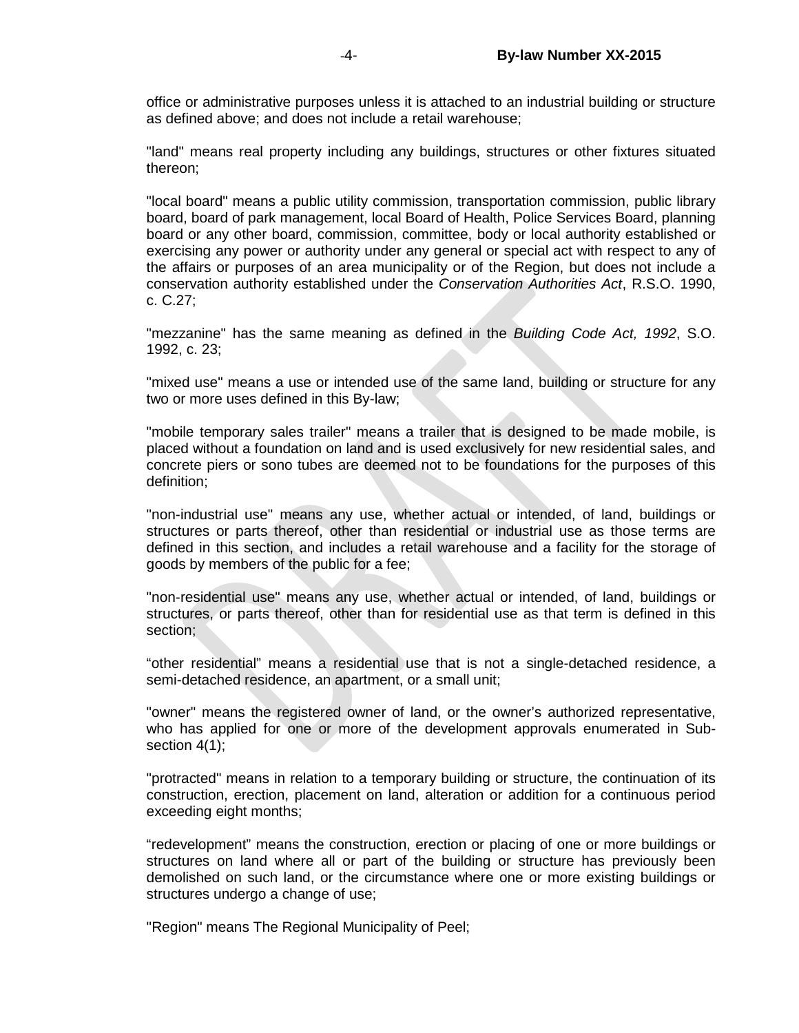office or administrative purposes unless it is attached to an industrial building or structure as defined above; and does not include a retail warehouse;

"land" means real property including any buildings, structures or other fixtures situated thereon;

"local board" means a public utility commission, transportation commission, public library board, board of park management, local Board of Health, Police Services Board, planning board or any other board, commission, committee, body or local authority established or exercising any power or authority under any general or special act with respect to any of the affairs or purposes of an area municipality or of the Region, but does not include a conservation authority established under the *Conservation Authorities Act*, R.S.O. 1990, c. C.27;

"mezzanine" has the same meaning as defined in the *Building Code Act, 1992*, S.O. 1992, c. 23;

"mixed use" means a use or intended use of the same land, building or structure for any two or more uses defined in this By-law;

"mobile temporary sales trailer" means a trailer that is designed to be made mobile, is placed without a foundation on land and is used exclusively for new residential sales, and concrete piers or sono tubes are deemed not to be foundations for the purposes of this definition;

"non-industrial use" means any use, whether actual or intended, of land, buildings or structures or parts thereof, other than residential or industrial use as those terms are defined in this section, and includes a retail warehouse and a facility for the storage of goods by members of the public for a fee;

"non-residential use" means any use, whether actual or intended, of land, buildings or structures, or parts thereof, other than for residential use as that term is defined in this section;

“other residential” means a residential use that is not a single-detached residence, a semi-detached residence, an apartment, or a small unit;

"owner" means the registered owner of land, or the owner’s authorized representative, who has applied for one or more of the development approvals enumerated in Sub-section 4(1);

"protracted" means in relation to a temporary building or structure, the continuation of its construction, erection, placement on land, alteration or addition for a continuous period exceeding eight months;

“redevelopment” means the construction, erection or placing of one or more buildings or structures on land where all or part of the building or structure has previously been demolished on such land, or the circumstance where one or more existing buildings or structures undergo a change of use;

"Region" means The Regional Municipality of Peel;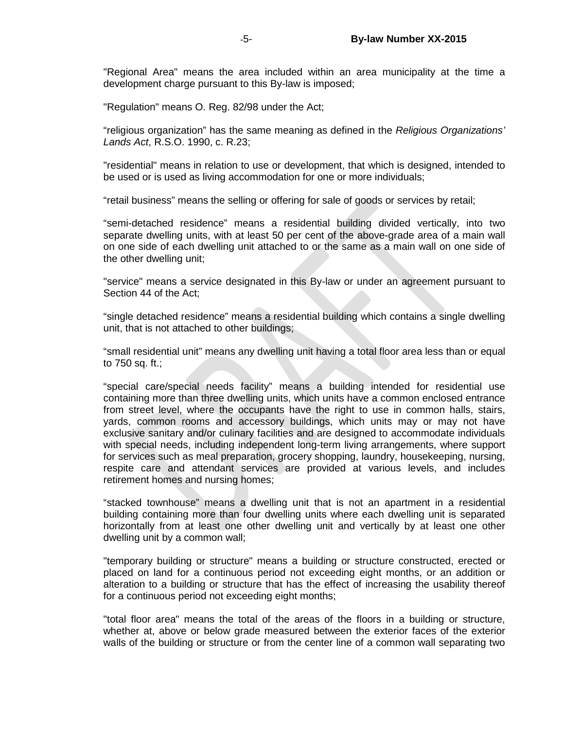"Regional Area" means the area included within an area municipality at the time a development charge pursuant to this By-law is imposed;

"Regulation" means O. Reg. 82/98 under the Act;

“religious organization” has the same meaning as defined in the *Religious Organizations’ Lands Act*, R.S.O. 1990, c. R.23;

"residential" means in relation to use or development, that which is designed, intended to be used or is used as living accommodation for one or more individuals;

“retail business” means the selling or offering for sale of goods or services by retail;

“semi-detached residence” means a residential building divided vertically, into two separate dwelling units, with at least 50 per cent of the above-grade area of a main wall on one side of each dwelling unit attached to or the same as a main wall on one side of the other dwelling unit;

"service" means a service designated in this By-law or under an agreement pursuant to Section 44 of the Act;

“single detached residence” means a residential building which contains a single dwelling unit, that is not attached to other buildings;

“small residential unit” means any dwelling unit having a total floor area less than or equal to 750 sq. ft.;

“special care/special needs facility” means a building intended for residential use containing more than three dwelling units, which units have a common enclosed entrance from street level, where the occupants have the right to use in common halls, stairs, yards, common rooms and accessory buildings, which units may or may not have exclusive sanitary and/or culinary facilities and are designed to accommodate individuals with special needs, including independent long-term living arrangements, where support for services such as meal preparation, grocery shopping, laundry, housekeeping, nursing, respite care and attendant services are provided at various levels, and includes retirement homes and nursing homes;

“stacked townhouse” means a dwelling unit that is not an apartment in a residential building containing more than four dwelling units where each dwelling unit is separated horizontally from at least one other dwelling unit and vertically by at least one other dwelling unit by a common wall;

"temporary building or structure" means a building or structure constructed, erected or placed on land for a continuous period not exceeding eight months, or an addition or alteration to a building or structure that has the effect of increasing the usability thereof for a continuous period not exceeding eight months;

"total floor area" means the total of the areas of the floors in a building or structure, whether at, above or below grade measured between the exterior faces of the exterior walls of the building or structure or from the center line of a common wall separating two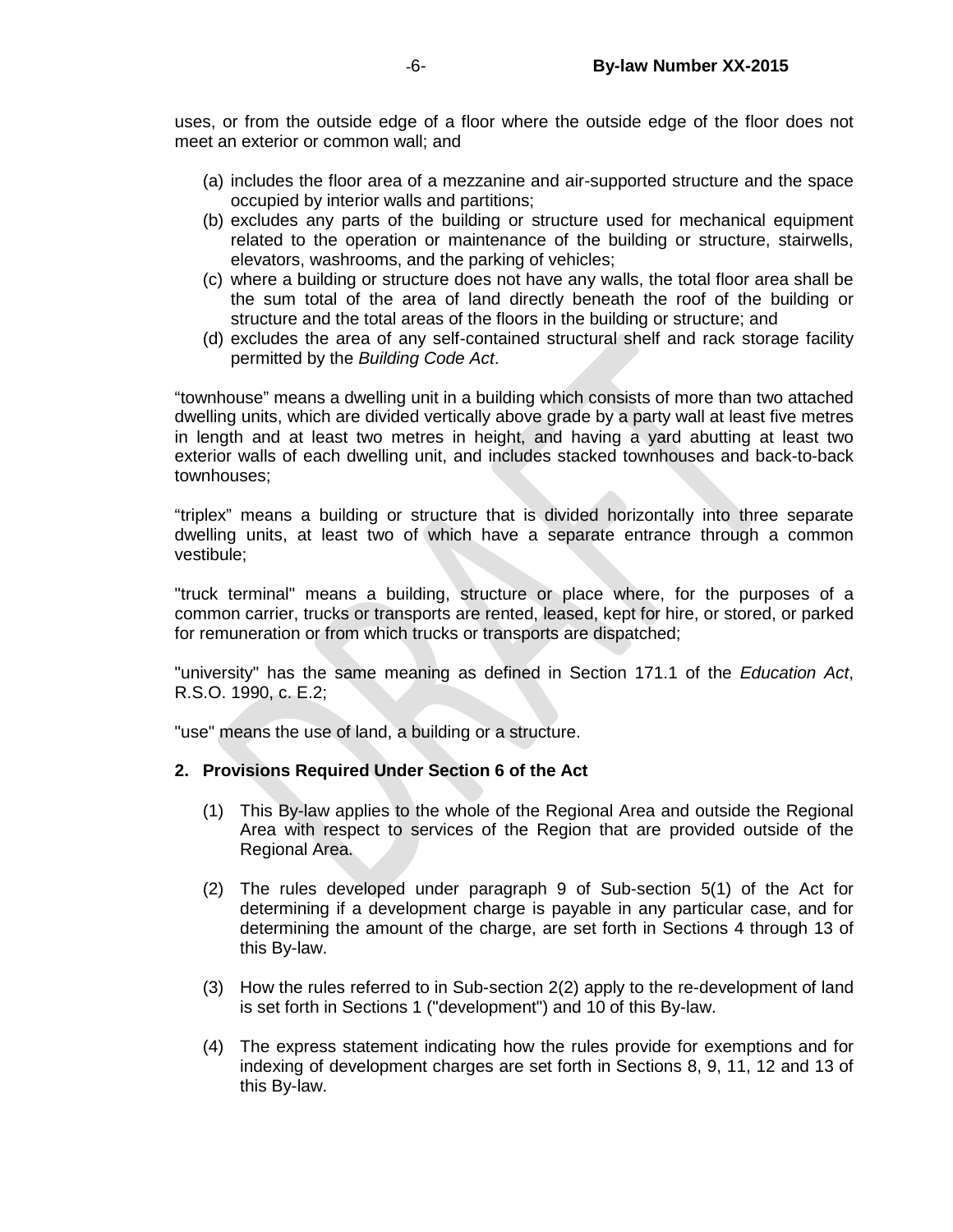uses, or from the outside edge of a floor where the outside edge of the floor does not meet an exterior or common wall; and

(a) includes the floor area of a mezzanine and air-supported structure and the space occupied by interior walls and partitions;
(b) excludes any parts of the building or structure used for mechanical equipment related to the operation or maintenance of the building or structure, stairwells, elevators, washrooms, and the parking of vehicles;
(c) where a building or structure does not have any walls, the total floor area shall be the sum total of the area of land directly beneath the roof of the building or structure and the total areas of the floors in the building or structure; and
(d) excludes the area of any self-contained structural shelf and rack storage facility permitted by the *Building Code Act*.

“townhouse” means a dwelling unit in a building which consists of more than two attached dwelling units, which are divided vertically above grade by a party wall at least five metres in length and at least two metres in height, and having a yard abutting at least two exterior walls of each dwelling unit, and includes stacked townhouses and back-to-back townhouses;

“triplex” means a building or structure that is divided horizontally into three separate dwelling units, at least two of which have a separate entrance through a common vestibule;

"truck terminal" means a building, structure or place where, for the purposes of a common carrier, trucks or transports are rented, leased, kept for hire, or stored, or parked for remuneration or from which trucks or transports are dispatched;

"university" has the same meaning as defined in Section 171.1 of the *Education Act*, R.S.O. 1990, c. E.2;

"use" means the use of land, a building or a structure.

**2. Provisions Required Under Section 6 of the Act**

(1) This By-law applies to the whole of the Regional Area and outside the Regional Area with respect to services of the Region that are provided outside of the Regional Area.

(2) The rules developed under paragraph 9 of Sub-section 5(1) of the Act for determining if a development charge is payable in any particular case, and for determining the amount of the charge, are set forth in Sections 4 through 13 of this By-law.

(3) How the rules referred to in Sub-section 2(2) apply to the re-development of land is set forth in Sections 1 ("development") and 10 of this By-law.

(4) The express statement indicating how the rules provide for exemptions and for indexing of development charges are set forth in Sections 8, 9, 11, 12 and 13 of this By-law.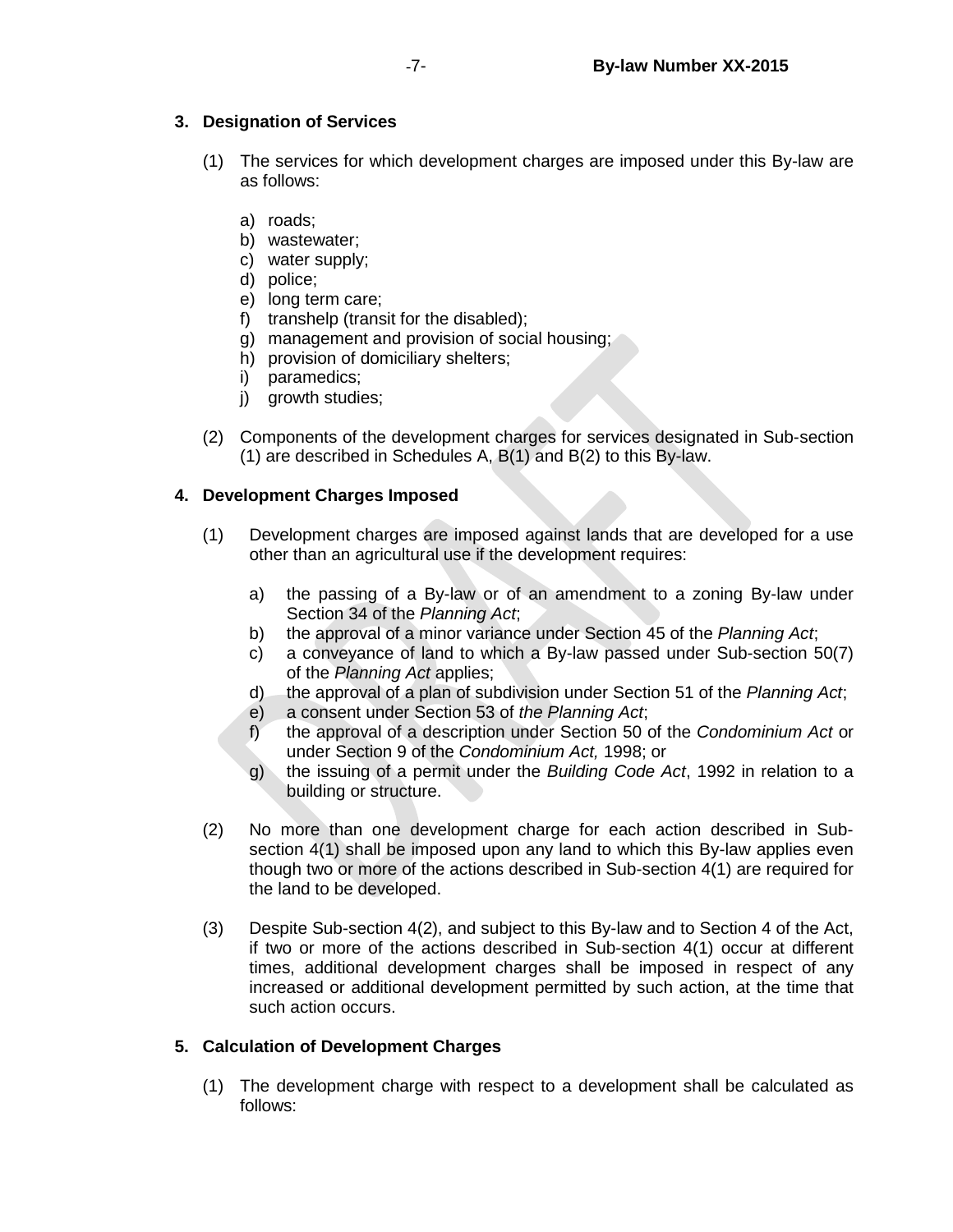## 3. Designation of Services

(1) The services for which development charges are imposed under this By-law are as follows:

a) roads;
b) wastewater;
c) water supply;
d) police;
e) long term care;
f) transhelp (transit for the disabled);
g) management and provision of social housing;
h) provision of domiciliary shelters;
i) paramedics;
j) growth studies;

(2) Components of the development charges for services designated in Sub-section (1) are described in Schedules A, B(1) and B(2) to this By-law.

## 4. Development Charges Imposed

(1) Development charges are imposed against lands that are developed for a use other than an agricultural use if the development requires:

a) the passing of a By-law or of an amendment to a zoning By-law under Section 34 of the *Planning Act*;
b) the approval of a minor variance under Section 45 of the *Planning Act*;
c) a conveyance of land to which a By-law passed under Sub-section 50(7) of the *Planning Act* applies;
d) the approval of a plan of subdivision under Section 51 of the *Planning Act*;
e) a consent under Section 53 of *the Planning Act*;
f) the approval of a description under Section 50 of the *Condominium Act* or under Section 9 of the *Condominium Act,* 1998; or
g) the issuing of a permit under the *Building Code Act*, 1992 in relation to a building or structure.

(2) No more than one development charge for each action described in Sub-section 4(1) shall be imposed upon any land to which this By-law applies even though two or more of the actions described in Sub-section 4(1) are required for the land to be developed.

(3) Despite Sub-section 4(2), and subject to this By-law and to Section 4 of the Act, if two or more of the actions described in Sub-section 4(1) occur at different times, additional development charges shall be imposed in respect of any increased or additional development permitted by such action, at the time that such action occurs.

## 5. Calculation of Development Charges

(1) The development charge with respect to a development shall be calculated as follows: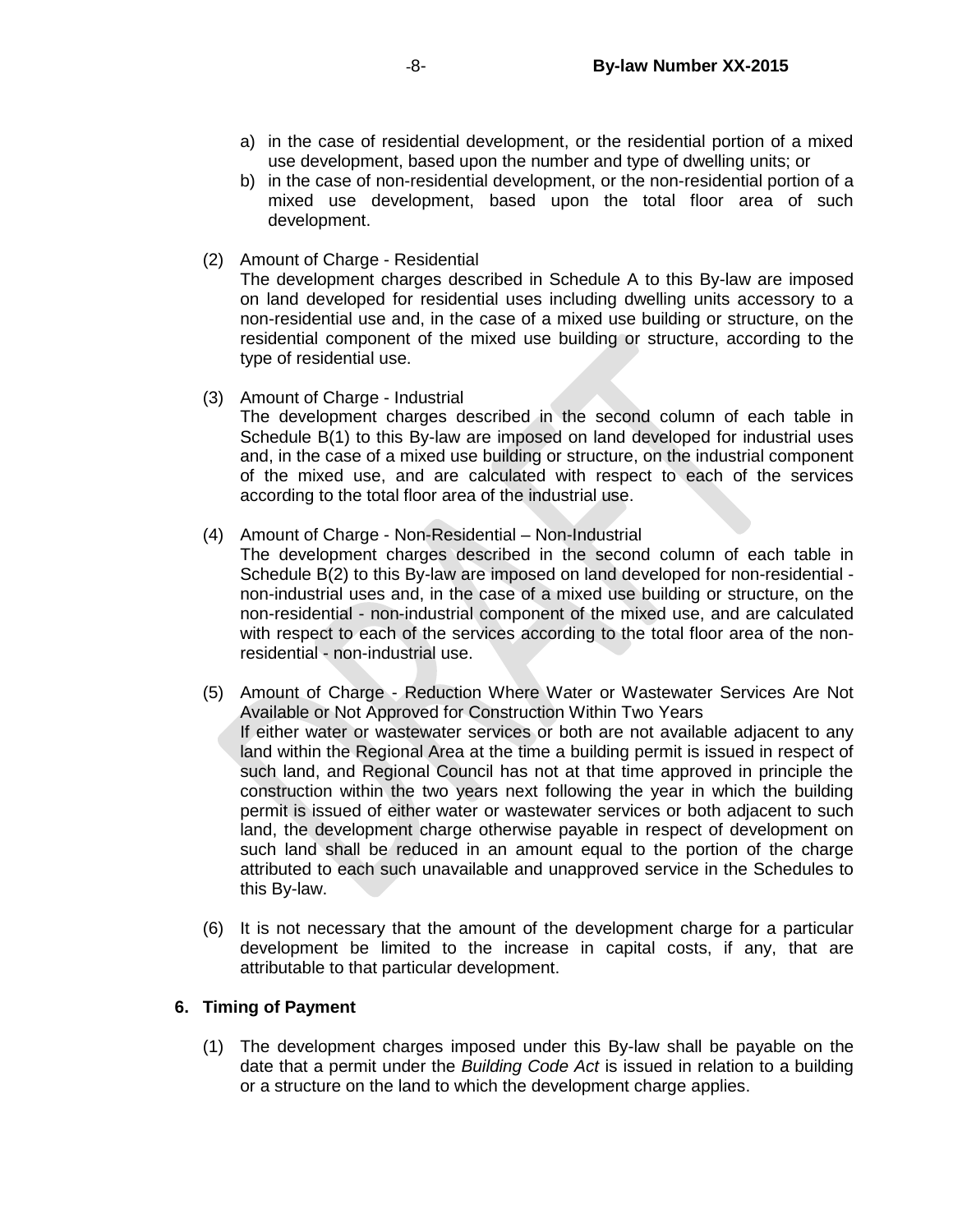a) in the case of residential development, or the residential portion of a mixed use development, based upon the number and type of dwelling units; or
b) in the case of non-residential development, or the non-residential portion of a mixed use development, based upon the total floor area of such development.

(2) Amount of Charge - Residential
The development charges described in Schedule A to this By-law are imposed on land developed for residential uses including dwelling units accessory to a non-residential use and, in the case of a mixed use building or structure, on the residential component of the mixed use building or structure, according to the type of residential use.

(3) Amount of Charge - Industrial
The development charges described in the second column of each table in Schedule B(1) to this By-law are imposed on land developed for industrial uses and, in the case of a mixed use building or structure, on the industrial component of the mixed use, and are calculated with respect to each of the services according to the total floor area of the industrial use.

(4) Amount of Charge - Non-Residential – Non-Industrial
The development charges described in the second column of each table in Schedule B(2) to this By-law are imposed on land developed for non-residential - non-industrial uses and, in the case of a mixed use building or structure, on the non-residential - non-industrial component of the mixed use, and are calculated with respect to each of the services according to the total floor area of the non-residential - non-industrial use.

(5) Amount of Charge - Reduction Where Water or Wastewater Services Are Not Available or Not Approved for Construction Within Two Years
If either water or wastewater services or both are not available adjacent to any land within the Regional Area at the time a building permit is issued in respect of such land, and Regional Council has not at that time approved in principle the construction within the two years next following the year in which the building permit is issued of either water or wastewater services or both adjacent to such land, the development charge otherwise payable in respect of development on such land shall be reduced in an amount equal to the portion of the charge attributed to each such unavailable and unapproved service in the Schedules to this By-law.

(6) It is not necessary that the amount of the development charge for a particular development be limited to the increase in capital costs, if any, that are attributable to that particular development.

## 6. Timing of Payment

(1) The development charges imposed under this By-law shall be payable on the date that a permit under the *Building Code Act* is issued in relation to a building or a structure on the land to which the development charge applies.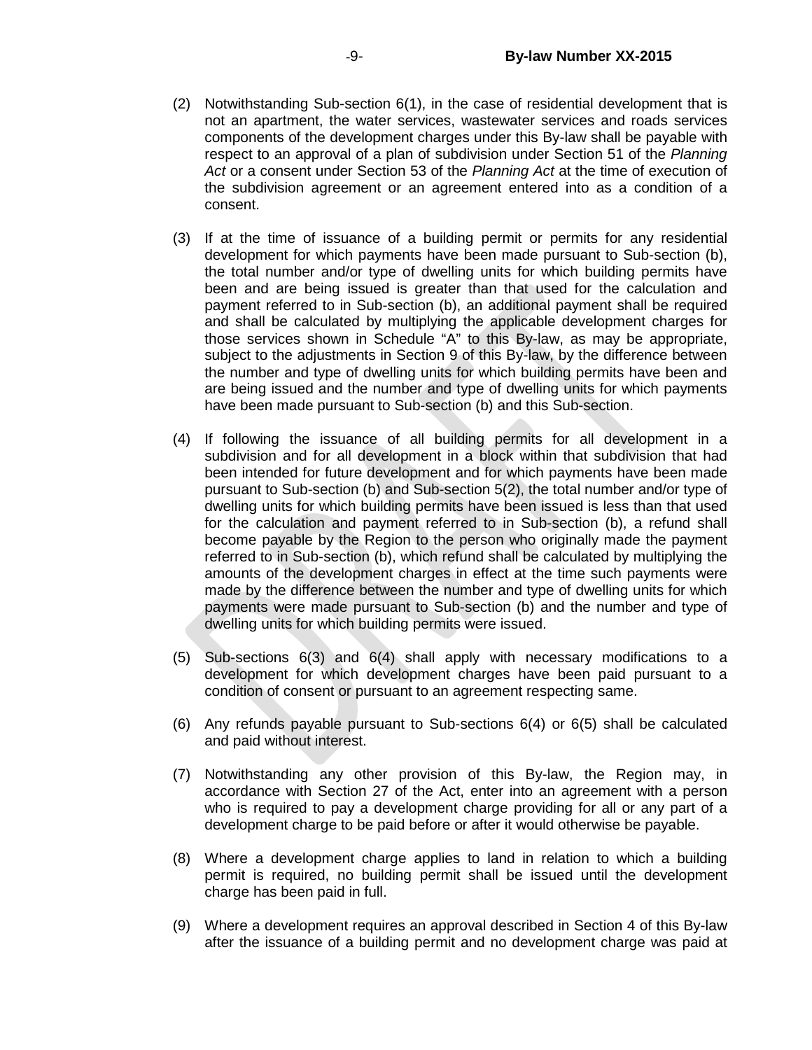(2) Notwithstanding Sub-section 6(1), in the case of residential development that is not an apartment, the water services, wastewater services and roads services components of the development charges under this By-law shall be payable with respect to an approval of a plan of subdivision under Section 51 of the *Planning Act* or a consent under Section 53 of the *Planning Act* at the time of execution of the subdivision agreement or an agreement entered into as a condition of a consent.

(3) If at the time of issuance of a building permit or permits for any residential development for which payments have been made pursuant to Sub-section (b), the total number and/or type of dwelling units for which building permits have been and are being issued is greater than that used for the calculation and payment referred to in Sub-section (b), an additional payment shall be required and shall be calculated by multiplying the applicable development charges for those services shown in Schedule "A" to this By-law, as may be appropriate, subject to the adjustments in Section 9 of this By-law, by the difference between the number and type of dwelling units for which building permits have been and are being issued and the number and type of dwelling units for which payments have been made pursuant to Sub-section (b) and this Sub-section.

(4) If following the issuance of all building permits for all development in a subdivision and for all development in a block within that subdivision that had been intended for future development and for which payments have been made pursuant to Sub-section (b) and Sub-section 5(2), the total number and/or type of dwelling units for which building permits have been issued is less than that used for the calculation and payment referred to in Sub-section (b), a refund shall become payable by the Region to the person who originally made the payment referred to in Sub-section (b), which refund shall be calculated by multiplying the amounts of the development charges in effect at the time such payments were made by the difference between the number and type of dwelling units for which payments were made pursuant to Sub-section (b) and the number and type of dwelling units for which building permits were issued.

(5) Sub-sections 6(3) and 6(4) shall apply with necessary modifications to a development for which development charges have been paid pursuant to a condition of consent or pursuant to an agreement respecting same.

(6) Any refunds payable pursuant to Sub-sections 6(4) or 6(5) shall be calculated and paid without interest.

(7) Notwithstanding any other provision of this By-law, the Region may, in accordance with Section 27 of the Act, enter into an agreement with a person who is required to pay a development charge providing for all or any part of a development charge to be paid before or after it would otherwise be payable.

(8) Where a development charge applies to land in relation to which a building permit is required, no building permit shall be issued until the development charge has been paid in full.

(9) Where a development requires an approval described in Section 4 of this By-law after the issuance of a building permit and no development charge was paid at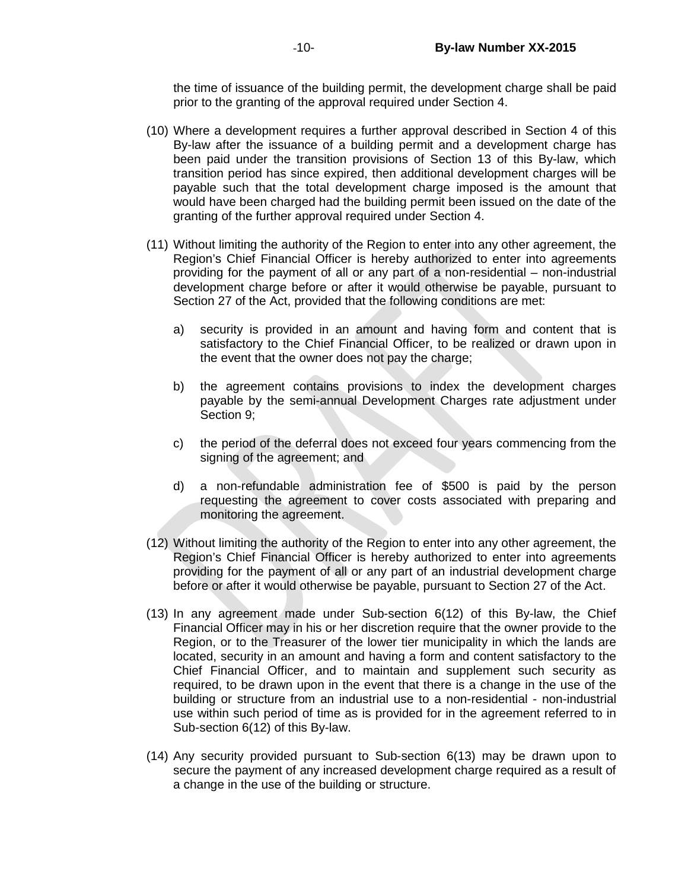the time of issuance of the building permit, the development charge shall be paid prior to the granting of the approval required under Section 4.

(10) Where a development requires a further approval described in Section 4 of this By-law after the issuance of a building permit and a development charge has been paid under the transition provisions of Section 13 of this By-law, which transition period has since expired, then additional development charges will be payable such that the total development charge imposed is the amount that would have been charged had the building permit been issued on the date of the granting of the further approval required under Section 4.

(11) Without limiting the authority of the Region to enter into any other agreement, the Region's Chief Financial Officer is hereby authorized to enter into agreements providing for the payment of all or any part of a non-residential – non-industrial development charge before or after it would otherwise be payable, pursuant to Section 27 of the Act, provided that the following conditions are met:

  a) security is provided in an amount and having form and content that is satisfactory to the Chief Financial Officer, to be realized or drawn upon in the event that the owner does not pay the charge;

  b) the agreement contains provisions to index the development charges payable by the semi-annual Development Charges rate adjustment under Section 9;

  c) the period of the deferral does not exceed four years commencing from the signing of the agreement; and

  d) a non-refundable administration fee of $500 is paid by the person requesting the agreement to cover costs associated with preparing and monitoring the agreement.

(12) Without limiting the authority of the Region to enter into any other agreement, the Region's Chief Financial Officer is hereby authorized to enter into agreements providing for the payment of all or any part of an industrial development charge before or after it would otherwise be payable, pursuant to Section 27 of the Act.

(13) In any agreement made under Sub-section 6(12) of this By-law, the Chief Financial Officer may in his or her discretion require that the owner provide to the Region, or to the Treasurer of the lower tier municipality in which the lands are located, security in an amount and having a form and content satisfactory to the Chief Financial Officer, and to maintain and supplement such security as required, to be drawn upon in the event that there is a change in the use of the building or structure from an industrial use to a non-residential - non-industrial use within such period of time as is provided for in the agreement referred to in Sub-section 6(12) of this By-law.

(14) Any security provided pursuant to Sub-section 6(13) may be drawn upon to secure the payment of any increased development charge required as a result of a change in the use of the building or structure.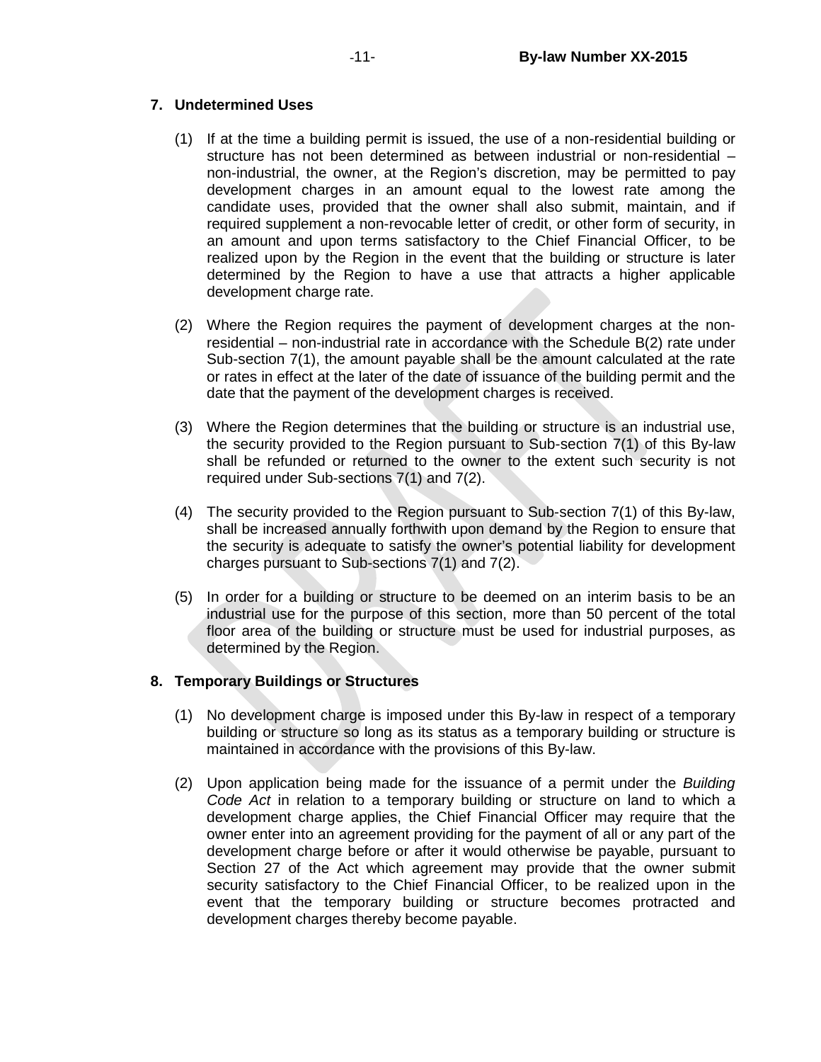## 7. Undetermined Uses

(1) If at the time a building permit is issued, the use of a non-residential building or structure has not been determined as between industrial or non-residential – non-industrial, the owner, at the Region's discretion, may be permitted to pay development charges in an amount equal to the lowest rate among the candidate uses, provided that the owner shall also submit, maintain, and if required supplement a non-revocable letter of credit, or other form of security, in an amount and upon terms satisfactory to the Chief Financial Officer, to be realized upon by the Region in the event that the building or structure is later determined by the Region to have a use that attracts a higher applicable development charge rate.

(2) Where the Region requires the payment of development charges at the non-residential – non-industrial rate in accordance with the Schedule B(2) rate under Sub-section 7(1), the amount payable shall be the amount calculated at the rate or rates in effect at the later of the date of issuance of the building permit and the date that the payment of the development charges is received.

(3) Where the Region determines that the building or structure is an industrial use, the security provided to the Region pursuant to Sub-section 7(1) of this By-law shall be refunded or returned to the owner to the extent such security is not required under Sub-sections 7(1) and 7(2).

(4) The security provided to the Region pursuant to Sub-section 7(1) of this By-law, shall be increased annually forthwith upon demand by the Region to ensure that the security is adequate to satisfy the owner's potential liability for development charges pursuant to Sub-sections 7(1) and 7(2).

(5) In order for a building or structure to be deemed on an interim basis to be an industrial use for the purpose of this section, more than 50 percent of the total floor area of the building or structure must be used for industrial purposes, as determined by the Region.

## 8. Temporary Buildings or Structures

(1) No development charge is imposed under this By-law in respect of a temporary building or structure so long as its status as a temporary building or structure is maintained in accordance with the provisions of this By-law.

(2) Upon application being made for the issuance of a permit under the *Building Code Act* in relation to a temporary building or structure on land to which a development charge applies, the Chief Financial Officer may require that the owner enter into an agreement providing for the payment of all or any part of the development charge before or after it would otherwise be payable, pursuant to Section 27 of the Act which agreement may provide that the owner submit security satisfactory to the Chief Financial Officer, to be realized upon in the event that the temporary building or structure becomes protracted and development charges thereby become payable.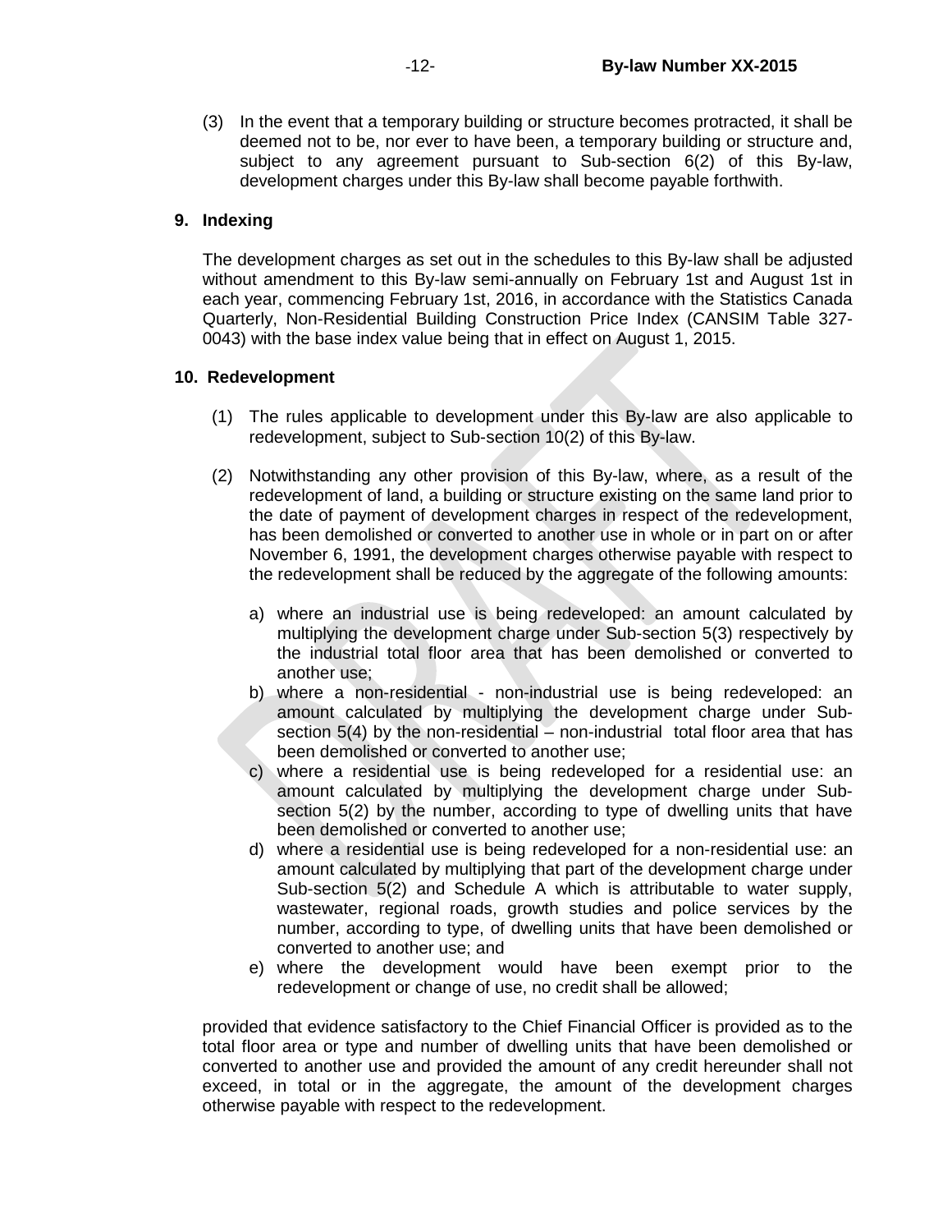(3) In the event that a temporary building or structure becomes protracted, it shall be deemed not to be, nor ever to have been, a temporary building or structure and, subject to any agreement pursuant to Sub-section 6(2) of this By-law, development charges under this By-law shall become payable forthwith.

## 9. Indexing

The development charges as set out in the schedules to this By-law shall be adjusted without amendment to this By-law semi-annually on February 1st and August 1st in each year, commencing February 1st, 2016, in accordance with the Statistics Canada Quarterly, Non-Residential Building Construction Price Index (CANSIM Table 327-0043) with the base index value being that in effect on August 1, 2015.

## 10. Redevelopment

(1) The rules applicable to development under this By-law are also applicable to redevelopment, subject to Sub-section 10(2) of this By-law.

(2) Notwithstanding any other provision of this By-law, where, as a result of the redevelopment of land, a building or structure existing on the same land prior to the date of payment of development charges in respect of the redevelopment, has been demolished or converted to another use in whole or in part on or after November 6, 1991, the development charges otherwise payable with respect to the redevelopment shall be reduced by the aggregate of the following amounts:

a) where an industrial use is being redeveloped: an amount calculated by multiplying the development charge under Sub-section 5(3) respectively by the industrial total floor area that has been demolished or converted to another use;
b) where a non-residential - non-industrial use is being redeveloped: an amount calculated by multiplying the development charge under Sub-section 5(4) by the non-residential – non-industrial total floor area that has been demolished or converted to another use;
c) where a residential use is being redeveloped for a residential use: an amount calculated by multiplying the development charge under Sub-section 5(2) by the number, according to type of dwelling units that have been demolished or converted to another use;
d) where a residential use is being redeveloped for a non-residential use: an amount calculated by multiplying that part of the development charge under Sub-section 5(2) and Schedule A which is attributable to water supply, wastewater, regional roads, growth studies and police services by the number, according to type, of dwelling units that have been demolished or converted to another use; and
e) where the development would have been exempt prior to the redevelopment or change of use, no credit shall be allowed;

provided that evidence satisfactory to the Chief Financial Officer is provided as to the total floor area or type and number of dwelling units that have been demolished or converted to another use and provided the amount of any credit hereunder shall not exceed, in total or in the aggregate, the amount of the development charges otherwise payable with respect to the redevelopment.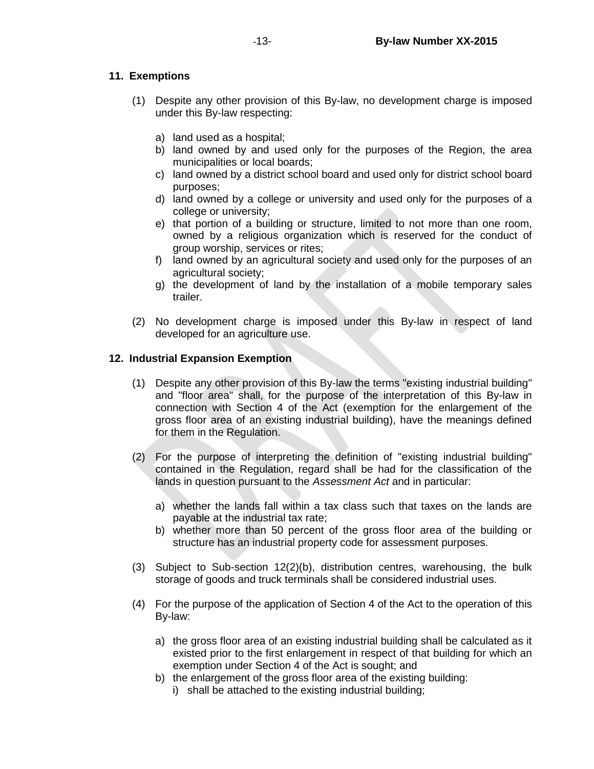## 11. Exemptions

(1) Despite any other provision of this By-law, no development charge is imposed under this By-law respecting:

a) land used as a hospital;
b) land owned by and used only for the purposes of the Region, the area municipalities or local boards;
c) land owned by a district school board and used only for district school board purposes;
d) land owned by a college or university and used only for the purposes of a college or university;
e) that portion of a building or structure, limited to not more than one room, owned by a religious organization which is reserved for the conduct of group worship, services or rites;
f) land owned by an agricultural society and used only for the purposes of an agricultural society;
g) the development of land by the installation of a mobile temporary sales trailer.

(2) No development charge is imposed under this By-law in respect of land developed for an agriculture use.

## 12. Industrial Expansion Exemption

(1) Despite any other provision of this By-law the terms "existing industrial building" and "floor area" shall, for the purpose of the interpretation of this By-law in connection with Section 4 of the Act (exemption for the enlargement of the gross floor area of an existing industrial building), have the meanings defined for them in the Regulation.

(2) For the purpose of interpreting the definition of "existing industrial building" contained in the Regulation, regard shall be had for the classification of the lands in question pursuant to the *Assessment Act* and in particular:

a) whether the lands fall within a tax class such that taxes on the lands are payable at the industrial tax rate;
b) whether more than 50 percent of the gross floor area of the building or structure has an industrial property code for assessment purposes.

(3) Subject to Sub-section 12(2)(b), distribution centres, warehousing, the bulk storage of goods and truck terminals shall be considered industrial uses.

(4) For the purpose of the application of Section 4 of the Act to the operation of this By-law:

a) the gross floor area of an existing industrial building shall be calculated as it existed prior to the first enlargement in respect of that building for which an exemption under Section 4 of the Act is sought; and
b) the enlargement of the gross floor area of the existing building:
   i) shall be attached to the existing industrial building;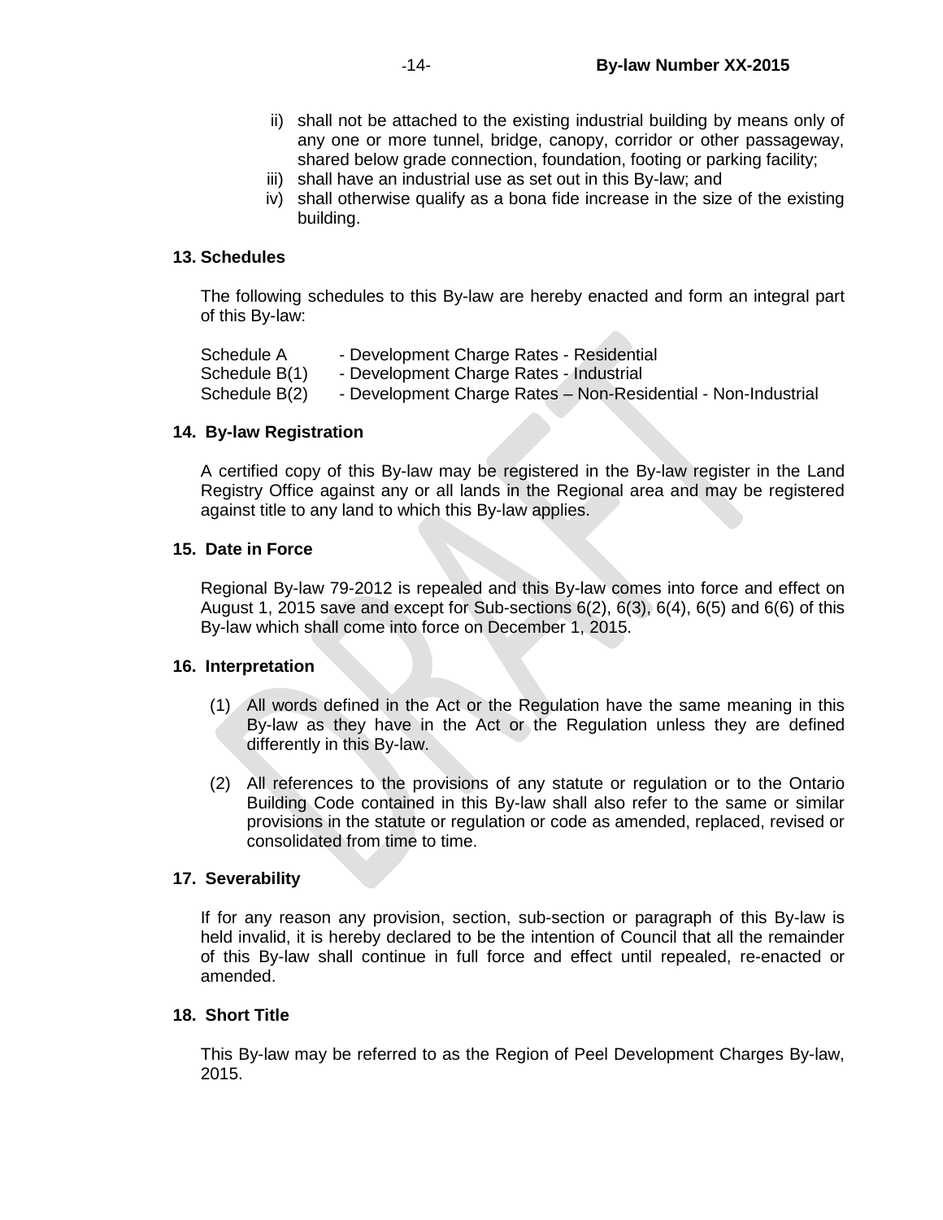ii) shall not be attached to the existing industrial building by means only of any one or more tunnel, bridge, canopy, corridor or other passageway, shared below grade connection, foundation, footing or parking facility;

iii) shall have an industrial use as set out in this By-law; and

iv) shall otherwise qualify as a bona fide increase in the size of the existing building.

**13. Schedules**

The following schedules to this By-law are hereby enacted and form an integral part of this By-law:

Schedule A - Development Charge Rates - Residential
Schedule B(1) - Development Charge Rates - Industrial
Schedule B(2) - Development Charge Rates – Non-Residential - Non-Industrial

**14. By-law Registration**

A certified copy of this By-law may be registered in the By-law register in the Land Registry Office against any or all lands in the Regional area and may be registered against title to any land to which this By-law applies.

**15. Date in Force**

Regional By-law 79-2012 is repealed and this By-law comes into force and effect on August 1, 2015 save and except for Sub-sections 6(2), 6(3), 6(4), 6(5) and 6(6) of this By-law which shall come into force on December 1, 2015.

**16. Interpretation**

(1) All words defined in the Act or the Regulation have the same meaning in this By-law as they have in the Act or the Regulation unless they are defined differently in this By-law.

(2) All references to the provisions of any statute or regulation or to the Ontario Building Code contained in this By-law shall also refer to the same or similar provisions in the statute or regulation or code as amended, replaced, revised or consolidated from time to time.

**17. Severability**

If for any reason any provision, section, sub-section or paragraph of this By-law is held invalid, it is hereby declared to be the intention of Council that all the remainder of this By-law shall continue in full force and effect until repealed, re-enacted or amended.

**18. Short Title**

This By-law may be referred to as the Region of Peel Development Charges By-law, 2015.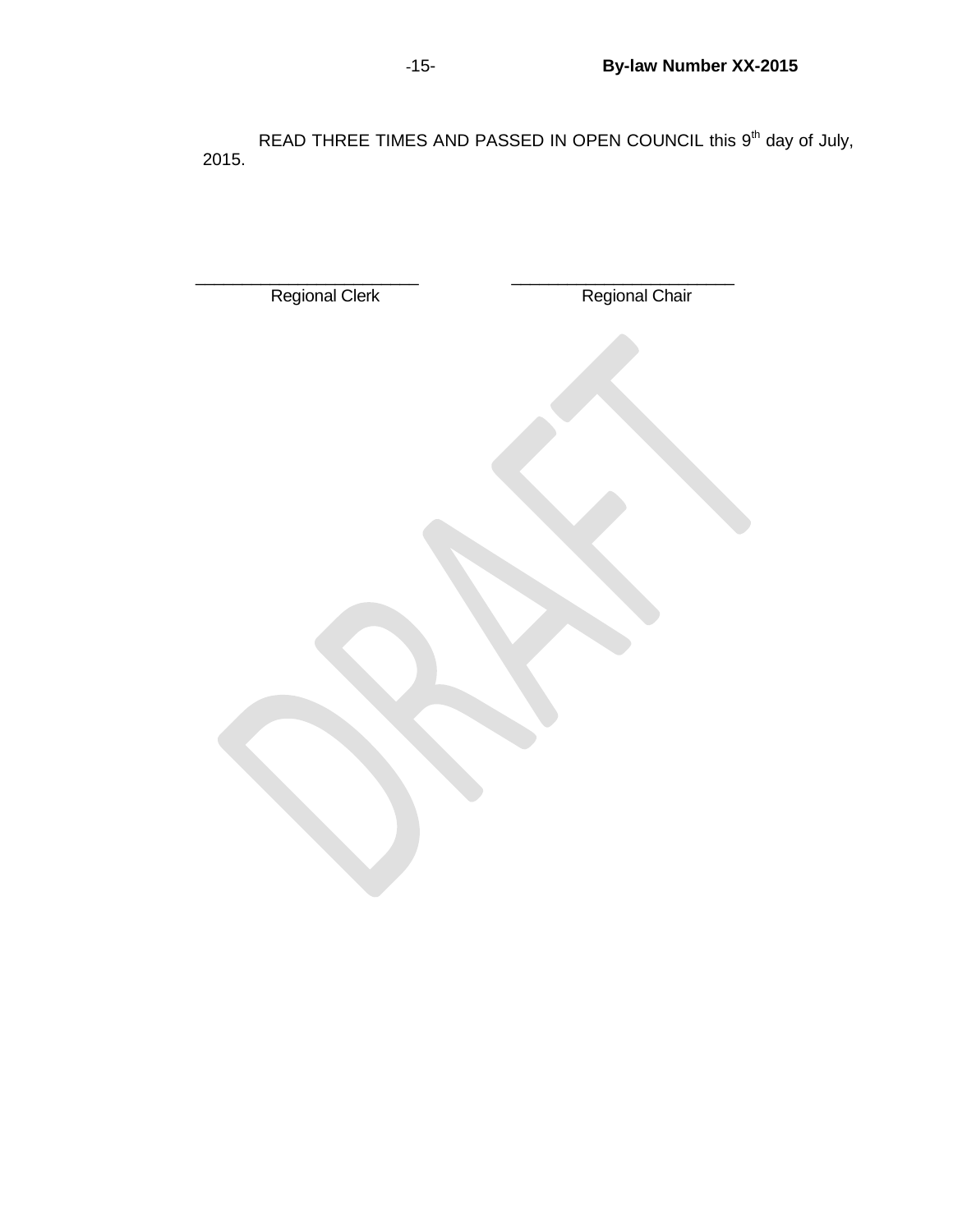READ THREE TIMES AND PASSED IN OPEN COUNCIL this 9th day of July, 2015.

\_\_\_\_\_\_\_\_\_\_\_\_\_\_\_\_\_\_\_\_\_\_\_\_
Regional Clerk

\_\_\_\_\_\_\_\_\_\_\_\_\_\_\_\_\_\_\_\_\_\_\_\_
Regional Chair

DRAFT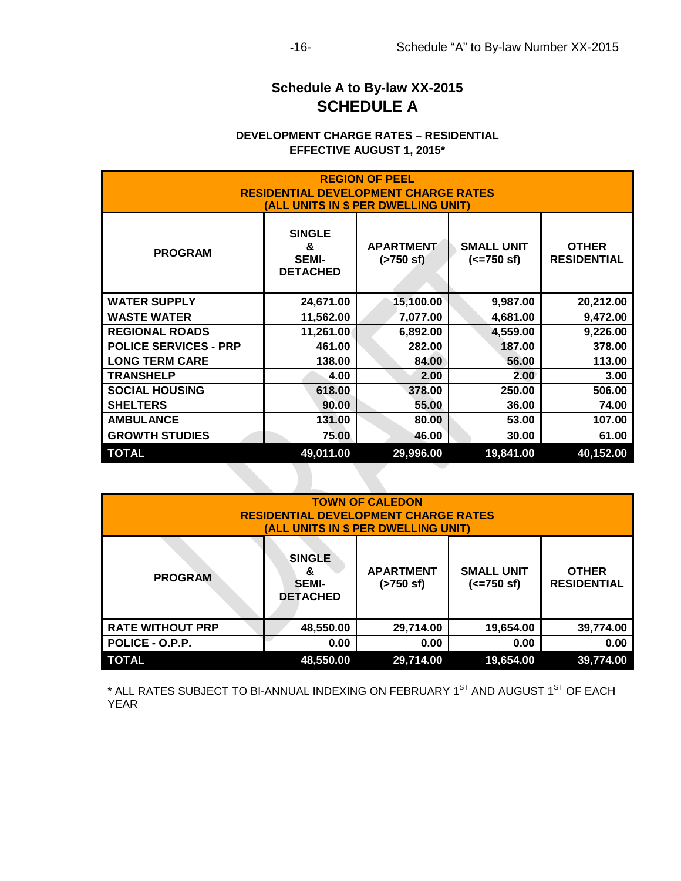## Schedule A to By-law XX-2015

# SCHEDULE A

**DEVELOPMENT CHARGE RATES – RESIDENTIAL**
**EFFECTIVE AUGUST 1, 2015***

| REGION OF PEEL RESIDENTIAL DEVELOPMENT CHARGE RATES (ALL UNITS IN $ PER DWELLING UNIT) | | | | |
|---|---|---|---|---|
| **PROGRAM** | **SINGLE & SEMI-DETACHED** | **APARTMENT (>750 sf)** | **SMALL UNIT (<=750 sf)** | **OTHER RESIDENTIAL** |
| WATER SUPPLY | 24,671.00 | 15,100.00 | 9,987.00 | 20,212.00 |
| WASTE WATER | 11,562.00 | 7,077.00 | 4,681.00 | 9,472.00 |
| REGIONAL ROADS | 11,261.00 | 6,892.00 | 4,559.00 | 9,226.00 |
| POLICE SERVICES - PRP | 461.00 | 282.00 | 187.00 | 378.00 |
| LONG TERM CARE | 138.00 | 84.00 | 56.00 | 113.00 |
| TRANSHELP | 4.00 | 2.00 | 2.00 | 3.00 |
| SOCIAL HOUSING | 618.00 | 378.00 | 250.00 | 506.00 |
| SHELTERS | 90.00 | 55.00 | 36.00 | 74.00 |
| AMBULANCE | 131.00 | 80.00 | 53.00 | 107.00 |
| GROWTH STUDIES | 75.00 | 46.00 | 30.00 | 61.00 |
| **TOTAL** | **49,011.00** | **29,996.00** | **19,841.00** | **40,152.00** |

| TOWN OF CALEDON RESIDENTIAL DEVELOPMENT CHARGE RATES (ALL UNITS IN $ PER DWELLING UNIT) | | | | |
|---|---|---|---|---|
| **PROGRAM** | **SINGLE & SEMI-DETACHED** | **APARTMENT (>750 sf)** | **SMALL UNIT (<=750 sf)** | **OTHER RESIDENTIAL** |
| RATE WITHOUT PRP | 48,550.00 | 29,714.00 | 19,654.00 | 39,774.00 |
| POLICE - O.P.P. | 0.00 | 0.00 | 0.00 | 0.00 |
| **TOTAL** | **48,550.00** | **29,714.00** | **19,654.00** | **39,774.00** |

* ALL RATES SUBJECT TO BI-ANNUAL INDEXING ON FEBRUARY 1ST AND AUGUST 1ST OF EACH YEAR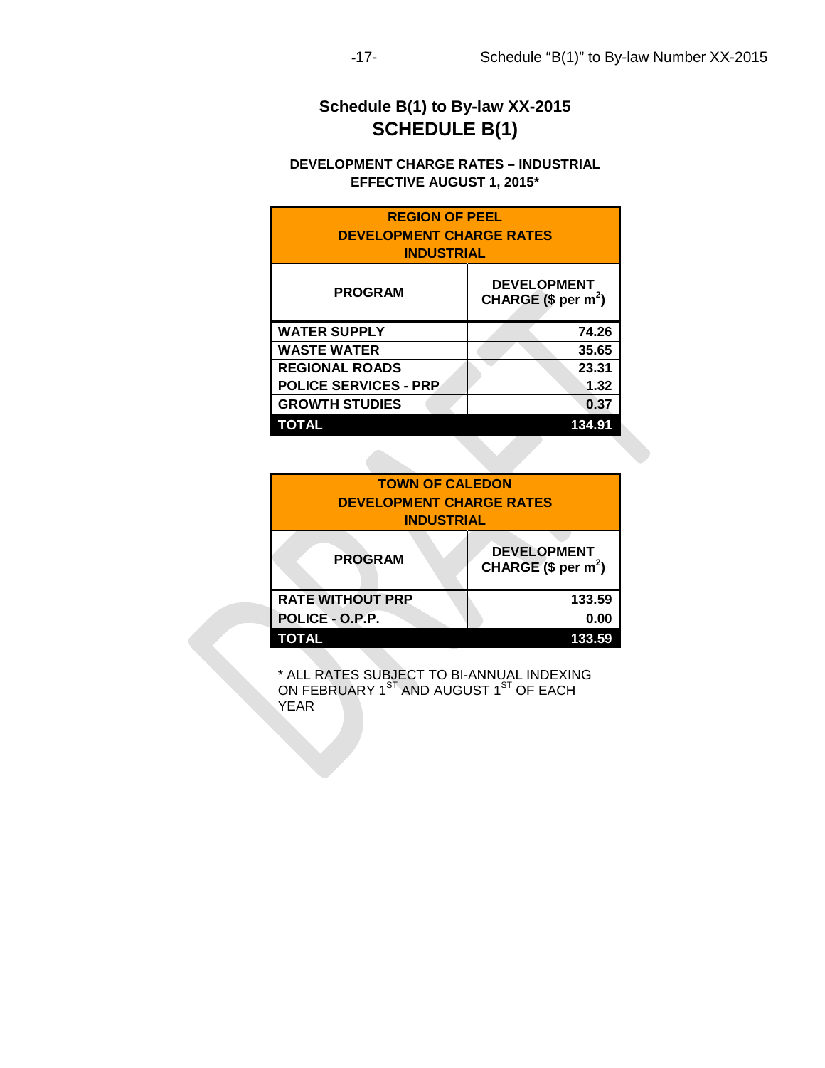# Schedule B(1) to By-law XX-2015

## SCHEDULE B(1)

**DEVELOPMENT CHARGE RATES – INDUSTRIAL**
**EFFECTIVE AUGUST 1, 2015***

| REGION OF PEEL DEVELOPMENT CHARGE RATES INDUSTRIAL | |
|---|---|
| **PROGRAM** | **DEVELOPMENT CHARGE (\$ per $m^2$)** |
| WATER SUPPLY | 74.26 |
| WASTE WATER | 35.65 |
| REGIONAL ROADS | 23.31 |
| POLICE SERVICES - PRP | 1.32 |
| GROWTH STUDIES | 0.37 |
| **TOTAL** | **134.91** |

| TOWN OF CALEDON DEVELOPMENT CHARGE RATES INDUSTRIAL | |
|---|---|
| **PROGRAM** | **DEVELOPMENT CHARGE (\$ per $m^2$)** |
| RATE WITHOUT PRP | 133.59 |
| POLICE - O.P.P. | 0.00 |
| **TOTAL** | **133.59** |

* ALL RATES SUBJECT TO BI-ANNUAL INDEXING ON FEBRUARY 1ST AND AUGUST 1ST OF EACH YEAR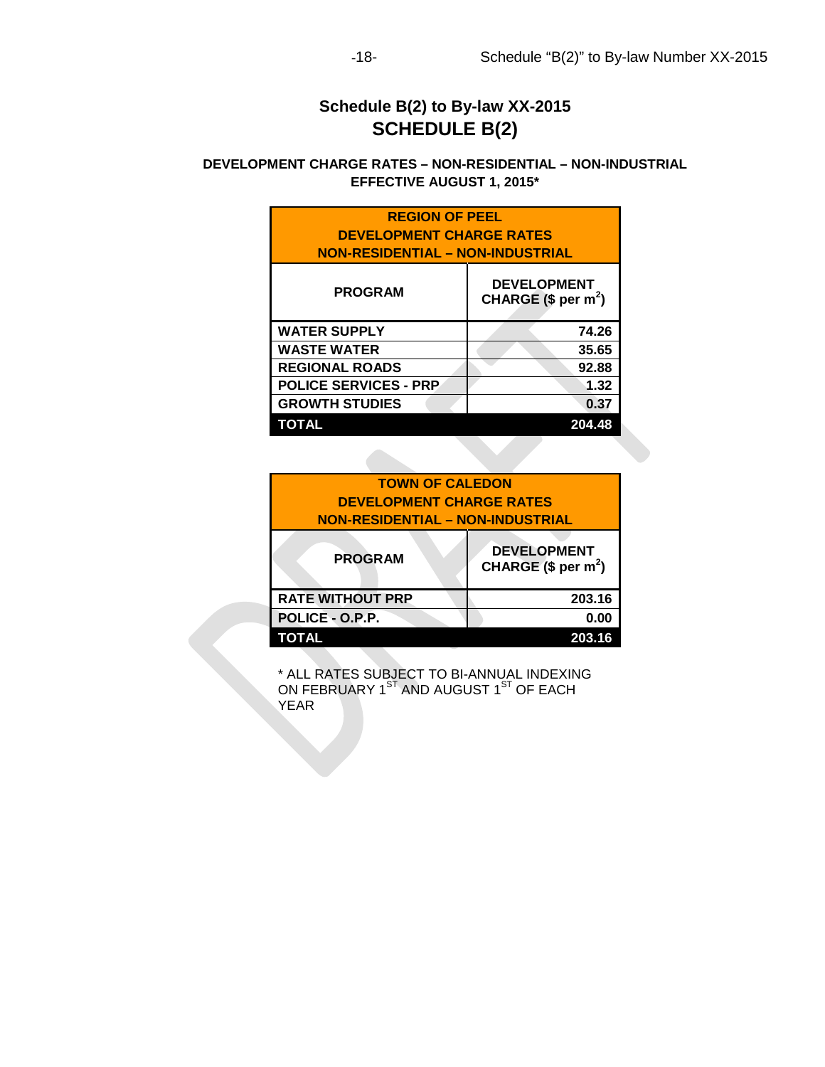# Schedule B(2) to By-law XX-2015

## SCHEDULE B(2)

**DEVELOPMENT CHARGE RATES – NON-RESIDENTIAL – NON-INDUSTRIAL**
**EFFECTIVE AUGUST 1, 2015***

| REGION OF PEEL DEVELOPMENT CHARGE RATES NON-RESIDENTIAL – NON-INDUSTRIAL | |
|---|---|
| **PROGRAM** | **DEVELOPMENT CHARGE ($ per m²)** |
| **WATER SUPPLY** | **74.26** |
| **WASTE WATER** | **35.65** |
| **REGIONAL ROADS** | **92.88** |
| **POLICE SERVICES - PRP** | **1.32** |
| **GROWTH STUDIES** | **0.37** |
| **TOTAL** | **204.48** |

| TOWN OF CALEDON DEVELOPMENT CHARGE RATES NON-RESIDENTIAL – NON-INDUSTRIAL | |
|---|---|
| **PROGRAM** | **DEVELOPMENT CHARGE ($ per m²)** |
| **RATE WITHOUT PRP** | **203.16** |
| **POLICE - O.P.P.** | **0.00** |
| **TOTAL** | **203.16** |

* ALL RATES SUBJECT TO BI-ANNUAL INDEXING ON FEBRUARY 1ST AND AUGUST 1ST OF EACH YEAR